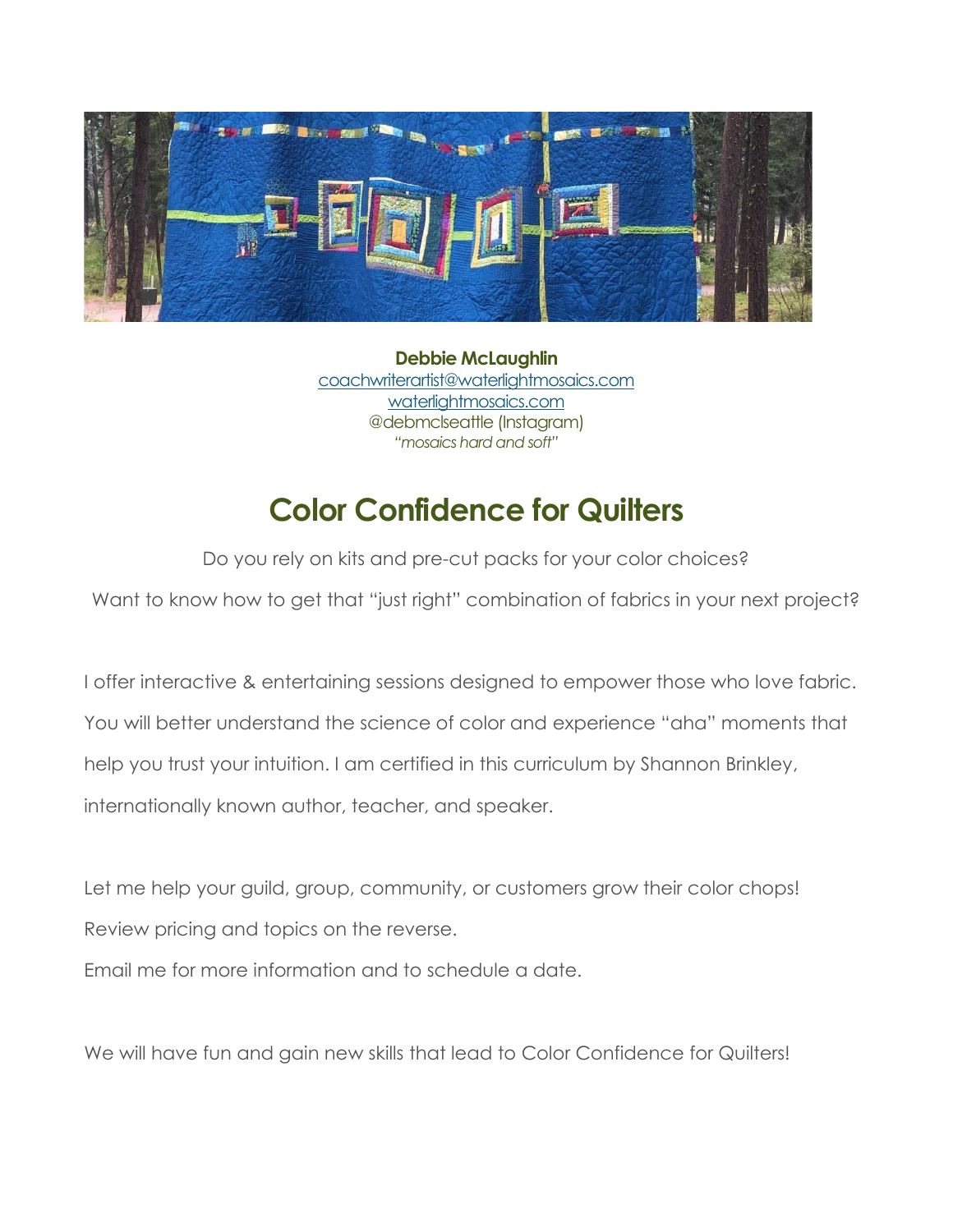**Debbie McLaughlin**
coachwriterartist@waterlightmosaics.com
waterlightmosaics.com
@debmclseattle (Instagram)
*"mosaics hard and soft"*

# Color Confidence for Quilters

Do you rely on kits and pre-cut packs for your color choices?

Want to know how to get that "just right" combination of fabrics in your next project?

I offer interactive & entertaining sessions designed to empower those who love fabric. You will better understand the science of color and experience "aha" moments that help you trust your intuition. I am certified in this curriculum by Shannon Brinkley, internationally known author, teacher, and speaker.

Let me help your guild, group, community, or customers grow their color chops!
Review pricing and topics on the reverse.
Email me for more information and to schedule a date.

We will have fun and gain new skills that lead to Color Confidence for Quilters!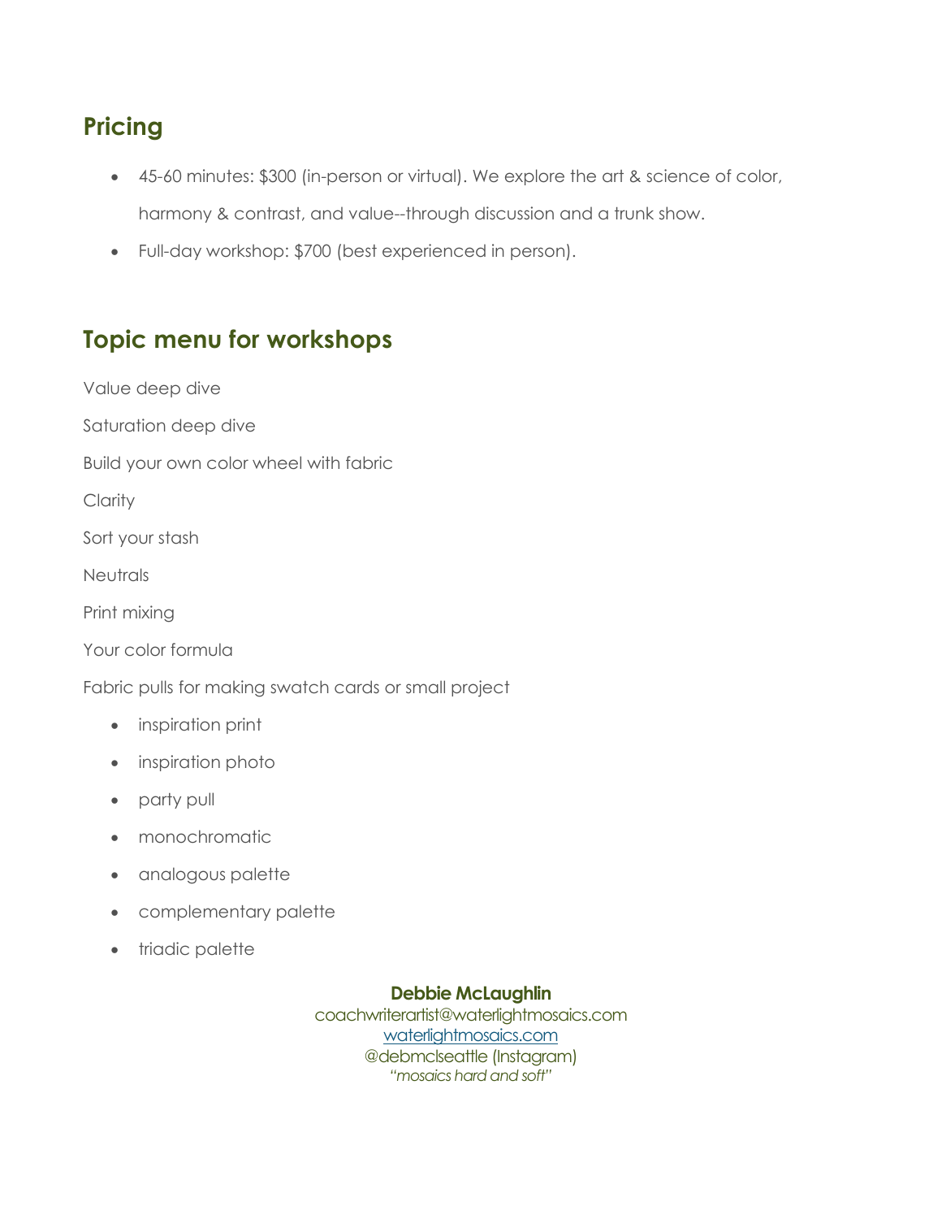## Pricing

- 45-60 minutes: $300 (in-person or virtual). We explore the art & science of color, harmony & contrast, and value--through discussion and a trunk show.
- Full-day workshop: $700 (best experienced in person).

## Topic menu for workshops

Value deep dive

Saturation deep dive

Build your own color wheel with fabric

Clarity

Sort your stash

Neutrals

Print mixing

Your color formula

Fabric pulls for making swatch cards or small project

- inspiration print
- inspiration photo
- party pull
- monochromatic
- analogous palette
- complementary palette
- triadic palette

**Debbie McLaughlin**
coachwriterartist@waterlightmosaics.com
waterlightmosaics.com
@debmclseattle (Instagram)
*"mosaics hard and soft"*